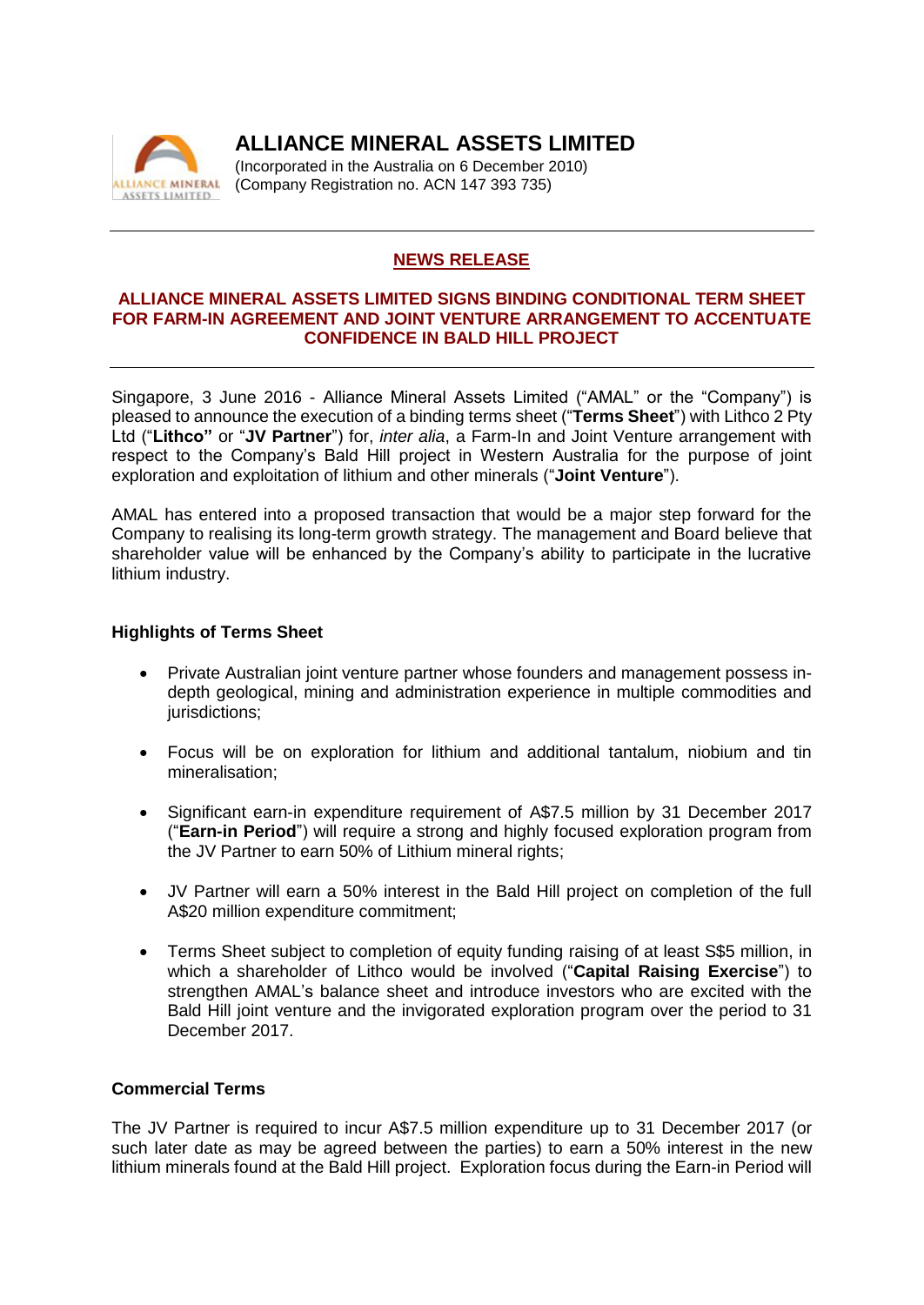# ALLIANCE MINERAL ASSETS LIMITED

(Incorporated in the Australia on 6 December 2010)
(Company Registration no. ACN 147 393 735)

---

## NEWS RELEASE

### ALLIANCE MINERAL ASSETS LIMITED SIGNS BINDING CONDITIONAL TERM SHEET FOR FARM-IN AGREEMENT AND JOINT VENTURE ARRANGEMENT TO ACCENTUATE CONFIDENCE IN BALD HILL PROJECT

---

Singapore, 3 June 2016 - Alliance Mineral Assets Limited ("AMAL" or the "Company") is pleased to announce the execution of a binding terms sheet ("**Terms Sheet**") with Lithco 2 Pty Ltd ("**Lithco"** or "**JV Partner**") for, *inter alia*, a Farm-In and Joint Venture arrangement with respect to the Company's Bald Hill project in Western Australia for the purpose of joint exploration and exploitation of lithium and other minerals ("**Joint Venture**").

AMAL has entered into a proposed transaction that would be a major step forward for the Company to realising its long-term growth strategy. The management and Board believe that shareholder value will be enhanced by the Company's ability to participate in the lucrative lithium industry.

**Highlights of Terms Sheet**

- Private Australian joint venture partner whose founders and management possess in-depth geological, mining and administration experience in multiple commodities and jurisdictions;
- Focus will be on exploration for lithium and additional tantalum, niobium and tin mineralisation;
- Significant earn-in expenditure requirement of A$7.5 million by 31 December 2017 ("**Earn-in Period**") will require a strong and highly focused exploration program from the JV Partner to earn 50% of Lithium mineral rights;
- JV Partner will earn a 50% interest in the Bald Hill project on completion of the full A$20 million expenditure commitment;
- Terms Sheet subject to completion of equity funding raising of at least S$5 million, in which a shareholder of Lithco would be involved ("**Capital Raising Exercise**") to strengthen AMAL's balance sheet and introduce investors who are excited with the Bald Hill joint venture and the invigorated exploration program over the period to 31 December 2017.

**Commercial Terms**

The JV Partner is required to incur A$7.5 million expenditure up to 31 December 2017 (or such later date as may be agreed between the parties) to earn a 50% interest in the new lithium minerals found at the Bald Hill project. Exploration focus during the Earn-in Period will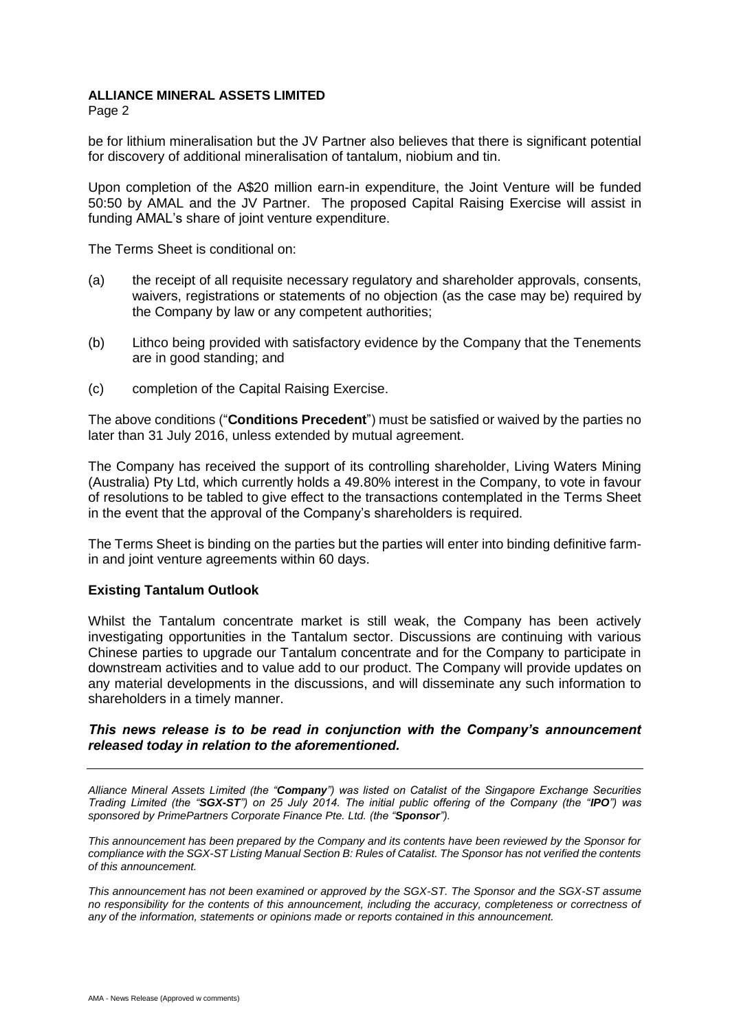be for lithium mineralisation but the JV Partner also believes that there is significant potential for discovery of additional mineralisation of tantalum, niobium and tin.

Upon completion of the A$20 million earn-in expenditure, the Joint Venture will be funded 50:50 by AMAL and the JV Partner. The proposed Capital Raising Exercise will assist in funding AMAL's share of joint venture expenditure.

The Terms Sheet is conditional on:

(a) the receipt of all requisite necessary regulatory and shareholder approvals, consents, waivers, registrations or statements of no objection (as the case may be) required by the Company by law or any competent authorities;

(b) Lithco being provided with satisfactory evidence by the Company that the Tenements are in good standing; and

(c) completion of the Capital Raising Exercise.

The above conditions ("**Conditions Precedent**") must be satisfied or waived by the parties no later than 31 July 2016, unless extended by mutual agreement.

The Company has received the support of its controlling shareholder, Living Waters Mining (Australia) Pty Ltd, which currently holds a 49.80% interest in the Company, to vote in favour of resolutions to be tabled to give effect to the transactions contemplated in the Terms Sheet in the event that the approval of the Company's shareholders is required.

The Terms Sheet is binding on the parties but the parties will enter into binding definitive farm-in and joint venture agreements within 60 days.

**Existing Tantalum Outlook**

Whilst the Tantalum concentrate market is still weak, the Company has been actively investigating opportunities in the Tantalum sector. Discussions are continuing with various Chinese parties to upgrade our Tantalum concentrate and for the Company to participate in downstream activities and to value add to our product. The Company will provide updates on any material developments in the discussions, and will disseminate any such information to shareholders in a timely manner.

***This news release is to be read in conjunction with the Company's announcement released today in relation to the aforementioned.***

---

*Alliance Mineral Assets Limited (the "**Company**") was listed on Catalist of the Singapore Exchange Securities Trading Limited (the "**SGX-ST**") on 25 July 2014. The initial public offering of the Company (the "**IPO**") was sponsored by PrimePartners Corporate Finance Pte. Ltd. (the "**Sponsor**").*

*This announcement has been prepared by the Company and its contents have been reviewed by the Sponsor for compliance with the SGX-ST Listing Manual Section B: Rules of Catalist. The Sponsor has not verified the contents of this announcement.*

*This announcement has not been examined or approved by the SGX-ST. The Sponsor and the SGX-ST assume no responsibility for the contents of this announcement, including the accuracy, completeness or correctness of any of the information, statements or opinions made or reports contained in this announcement.*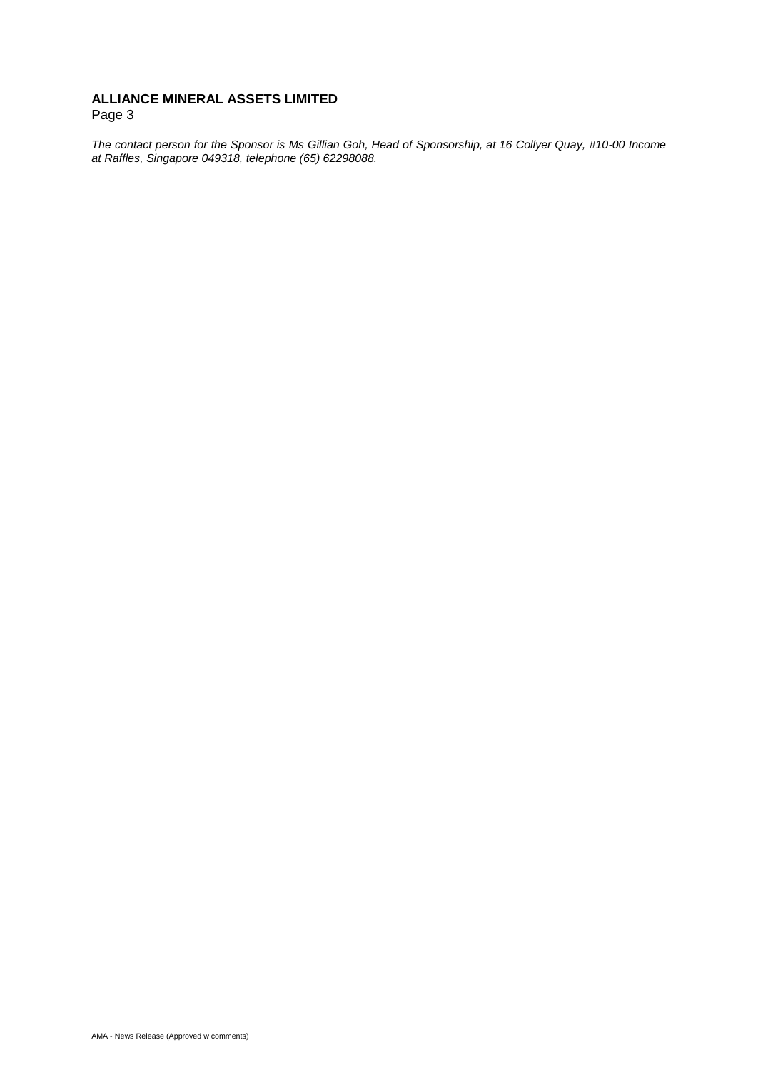*The contact person for the Sponsor is Ms Gillian Goh, Head of Sponsorship, at 16 Collyer Quay, #10-00 Income at Raffles, Singapore 049318, telephone (65) 62298088.*